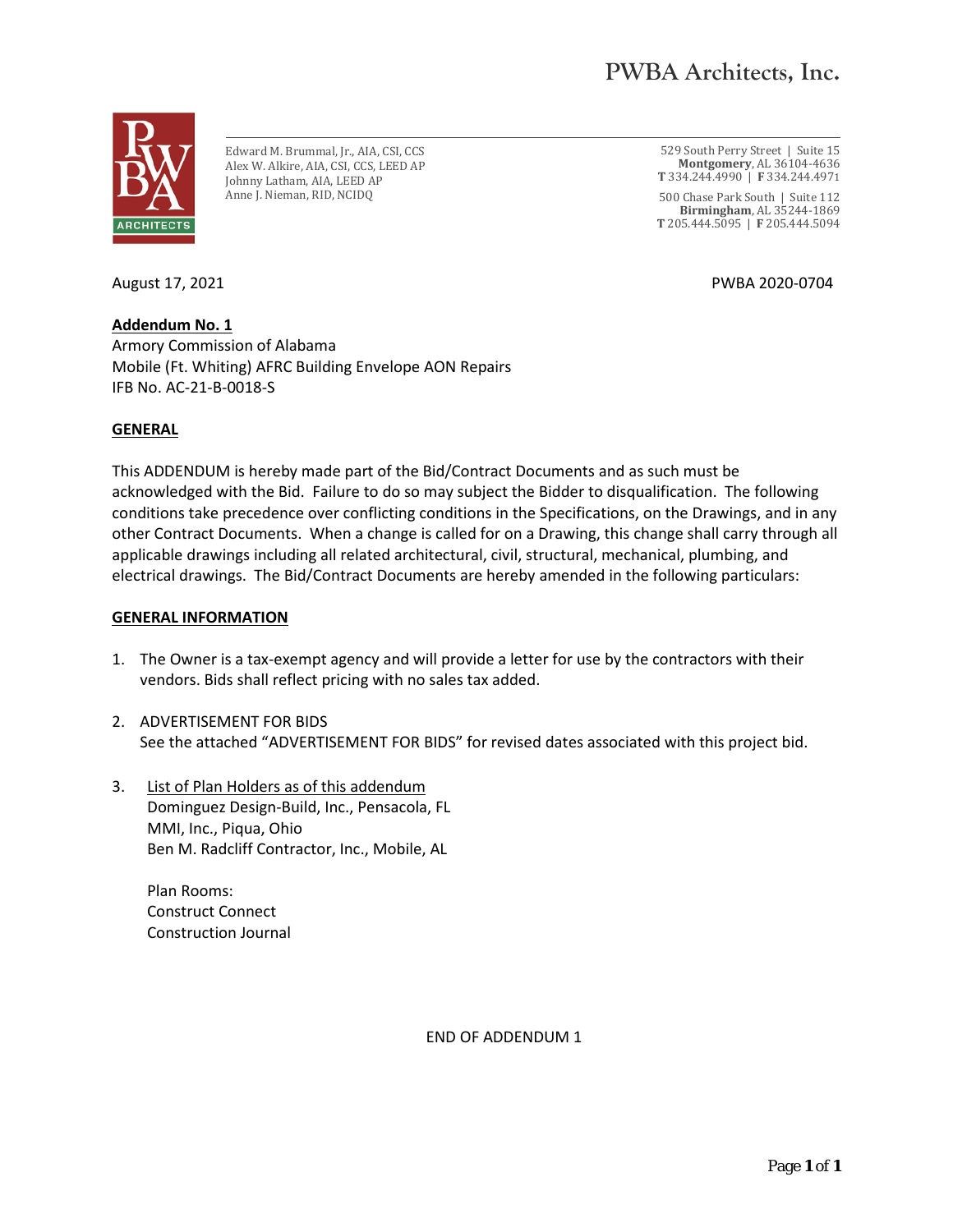# PWBA Architects, Inc.

Edward M. Brummal, Jr., AIA, CSI, CCS
Alex W. Alkire, AIA, CSI, CCS, LEED AP
Johnny Latham, AIA, LEED AP
Anne J. Nieman, RID, NCIDQ

529 South Perry Street | Suite 15
**Montgomery**, AL 36104-4636
**T** 334.244.4990 | **F** 334.244.4971

500 Chase Park South | Suite 112
**Birmingham**, AL 35244-1869
**T** 205.444.5095 | **F** 205.444.5094

August 17, 2021

PWBA 2020-0704

**Addendum No. 1**
Armory Commission of Alabama
Mobile (Ft. Whiting) AFRC Building Envelope AON Repairs
IFB No. AC-21-B-0018-S

## GENERAL

This ADDENDUM is hereby made part of the Bid/Contract Documents and as such must be acknowledged with the Bid. Failure to do so may subject the Bidder to disqualification. The following conditions take precedence over conflicting conditions in the Specifications, on the Drawings, and in any other Contract Documents. When a change is called for on a Drawing, this change shall carry through all applicable drawings including all related architectural, civil, structural, mechanical, plumbing, and electrical drawings. The Bid/Contract Documents are hereby amended in the following particulars:

## GENERAL INFORMATION

1. The Owner is a tax-exempt agency and will provide a letter for use by the contractors with their vendors. Bids shall reflect pricing with no sales tax added.

2. ADVERTISEMENT FOR BIDS
   See the attached "ADVERTISEMENT FOR BIDS" for revised dates associated with this project bid.

3. List of Plan Holders as of this addendum
   Dominguez Design-Build, Inc., Pensacola, FL
   MMI, Inc., Piqua, Ohio
   Ben M. Radcliff Contractor, Inc., Mobile, AL

   Plan Rooms:
   Construct Connect
   Construction Journal

END OF ADDENDUM 1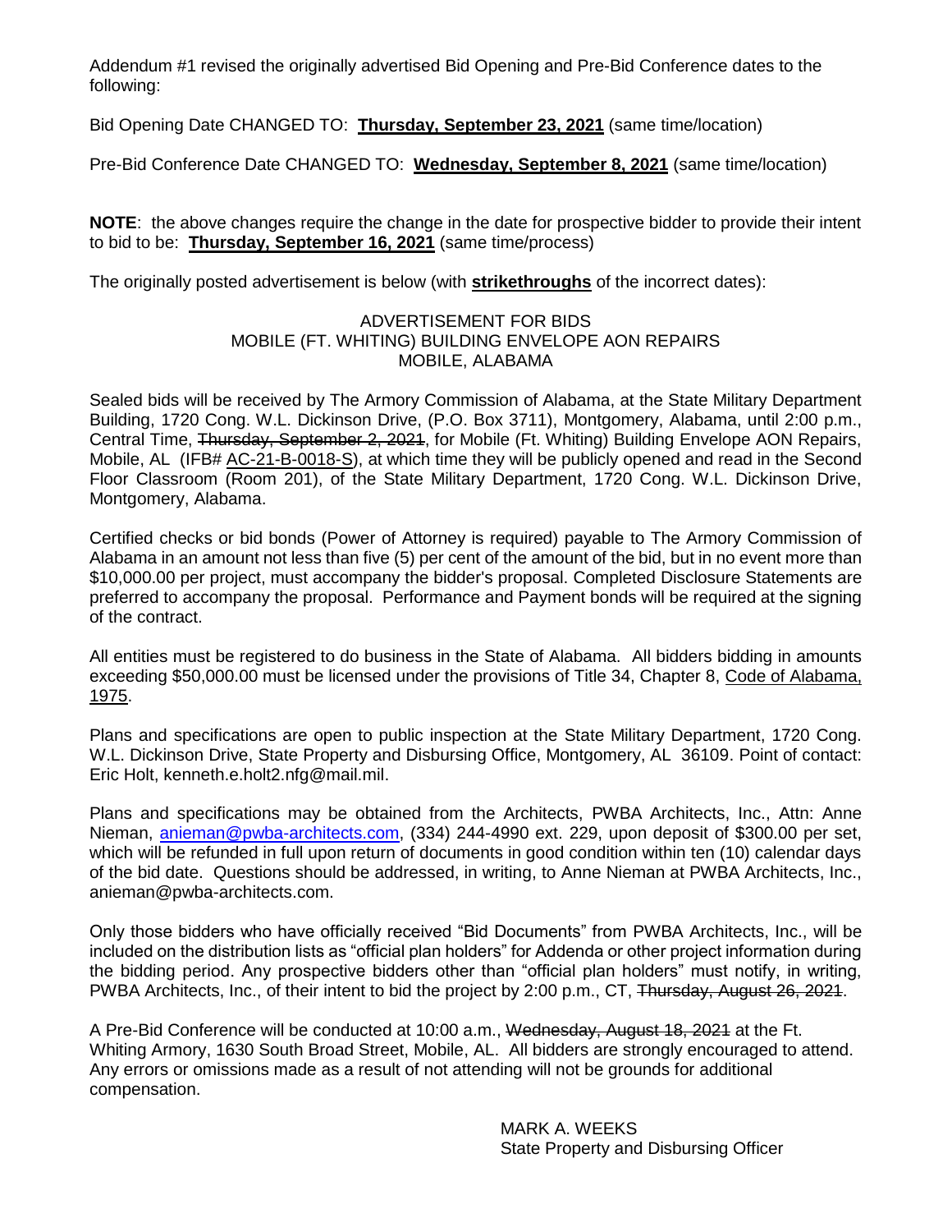Addendum #1 revised the originally advertised Bid Opening and Pre-Bid Conference dates to the following:

Bid Opening Date CHANGED TO: **Thursday, September 23, 2021** (same time/location)

Pre-Bid Conference Date CHANGED TO: **Wednesday, September 8, 2021** (same time/location)

**NOTE**: the above changes require the change in the date for prospective bidder to provide their intent to bid to be: **Thursday, September 16, 2021** (same time/process)

The originally posted advertisement is below (with **strikethroughs** of the incorrect dates):

ADVERTISEMENT FOR BIDS
MOBILE (FT. WHITING) BUILDING ENVELOPE AON REPAIRS
MOBILE, ALABAMA

Sealed bids will be received by The Armory Commission of Alabama, at the State Military Department Building, 1720 Cong. W.L. Dickinson Drive, (P.O. Box 3711), Montgomery, Alabama, until 2:00 p.m., Central Time, ~~Thursday, September 2, 2021~~, for Mobile (Ft. Whiting) Building Envelope AON Repairs, Mobile, AL (IFB# AC-21-B-0018-S), at which time they will be publicly opened and read in the Second Floor Classroom (Room 201), of the State Military Department, 1720 Cong. W.L. Dickinson Drive, Montgomery, Alabama.

Certified checks or bid bonds (Power of Attorney is required) payable to The Armory Commission of Alabama in an amount not less than five (5) per cent of the amount of the bid, but in no event more than $10,000.00 per project, must accompany the bidder's proposal. Completed Disclosure Statements are preferred to accompany the proposal. Performance and Payment bonds will be required at the signing of the contract.

All entities must be registered to do business in the State of Alabama. All bidders bidding in amounts exceeding $50,000.00 must be licensed under the provisions of Title 34, Chapter 8, Code of Alabama, 1975.

Plans and specifications are open to public inspection at the State Military Department, 1720 Cong. W.L. Dickinson Drive, State Property and Disbursing Office, Montgomery, AL 36109. Point of contact: Eric Holt, kenneth.e.holt2.nfg@mail.mil.

Plans and specifications may be obtained from the Architects, PWBA Architects, Inc., Attn: Anne Nieman, anieman@pwba-architects.com, (334) 244-4990 ext. 229, upon deposit of $300.00 per set, which will be refunded in full upon return of documents in good condition within ten (10) calendar days of the bid date. Questions should be addressed, in writing, to Anne Nieman at PWBA Architects, Inc., anieman@pwba-architects.com.

Only those bidders who have officially received "Bid Documents" from PWBA Architects, Inc., will be included on the distribution lists as "official plan holders" for Addenda or other project information during the bidding period. Any prospective bidders other than "official plan holders" must notify, in writing, PWBA Architects, Inc., of their intent to bid the project by 2:00 p.m., CT, ~~Thursday, August 26, 2021~~.

A Pre-Bid Conference will be conducted at 10:00 a.m., ~~Wednesday, August 18, 2021~~ at the Ft. Whiting Armory, 1630 South Broad Street, Mobile, AL. All bidders are strongly encouraged to attend. Any errors or omissions made as a result of not attending will not be grounds for additional compensation.

MARK A. WEEKS
State Property and Disbursing Officer